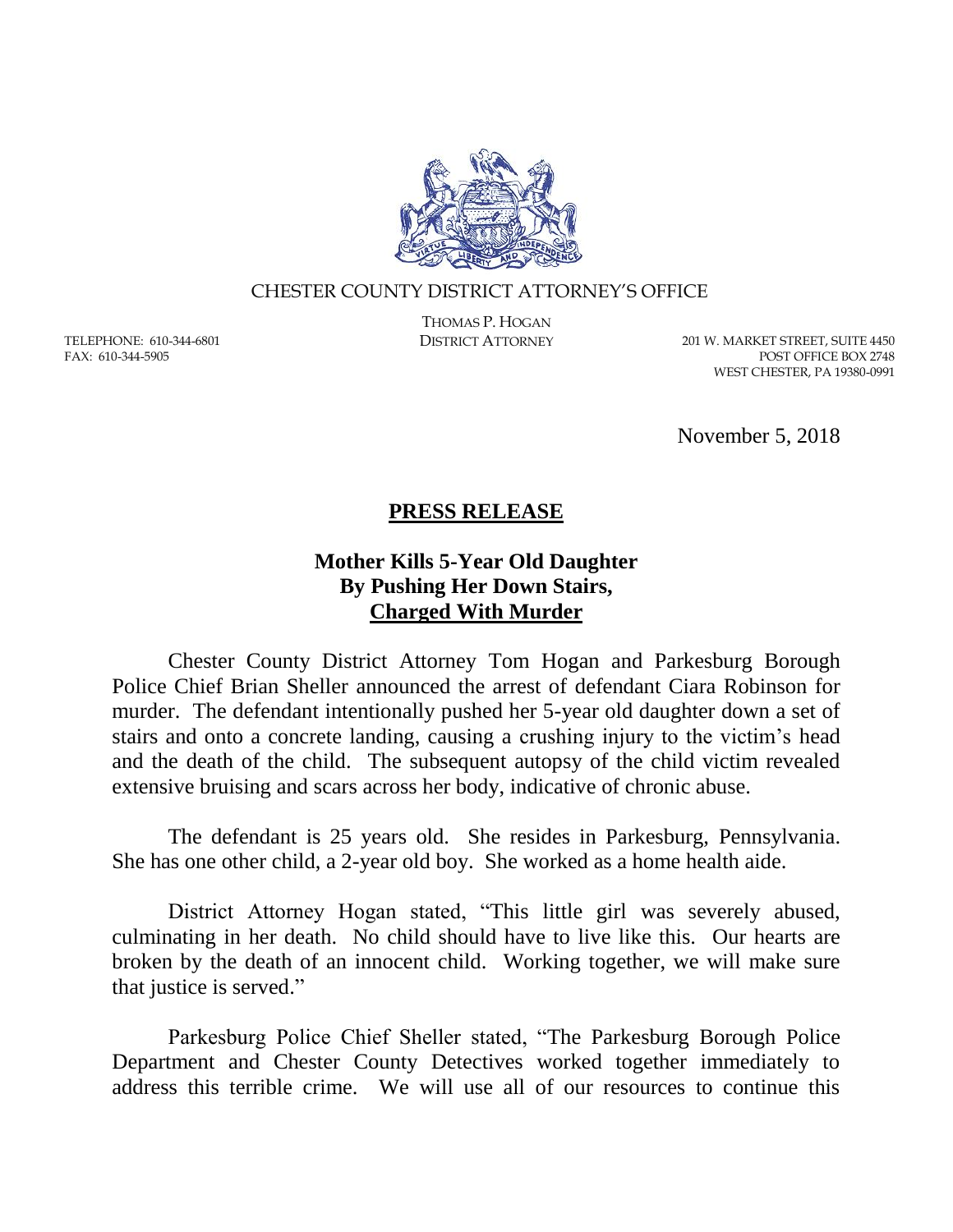CHESTER COUNTY DISTRICT ATTORNEY'S OFFICE

THOMAS P. HOGAN
DISTRICT ATTORNEY

TELEPHONE: 610-344-6801
FAX: 610-344-5905

201 W. MARKET STREET, SUITE 4450
POST OFFICE BOX 2748
WEST CHESTER, PA 19380-0991

November 5, 2018

## PRESS RELEASE

### Mother Kills 5-Year Old Daughter By Pushing Her Down Stairs, Charged With Murder

Chester County District Attorney Tom Hogan and Parkesburg Borough Police Chief Brian Sheller announced the arrest of defendant Ciara Robinson for murder. The defendant intentionally pushed her 5-year old daughter down a set of stairs and onto a concrete landing, causing a crushing injury to the victim's head and the death of the child. The subsequent autopsy of the child victim revealed extensive bruising and scars across her body, indicative of chronic abuse.

The defendant is 25 years old. She resides in Parkesburg, Pennsylvania. She has one other child, a 2-year old boy. She worked as a home health aide.

District Attorney Hogan stated, "This little girl was severely abused, culminating in her death. No child should have to live like this. Our hearts are broken by the death of an innocent child. Working together, we will make sure that justice is served."

Parkesburg Police Chief Sheller stated, "The Parkesburg Borough Police Department and Chester County Detectives worked together immediately to address this terrible crime. We will use all of our resources to continue this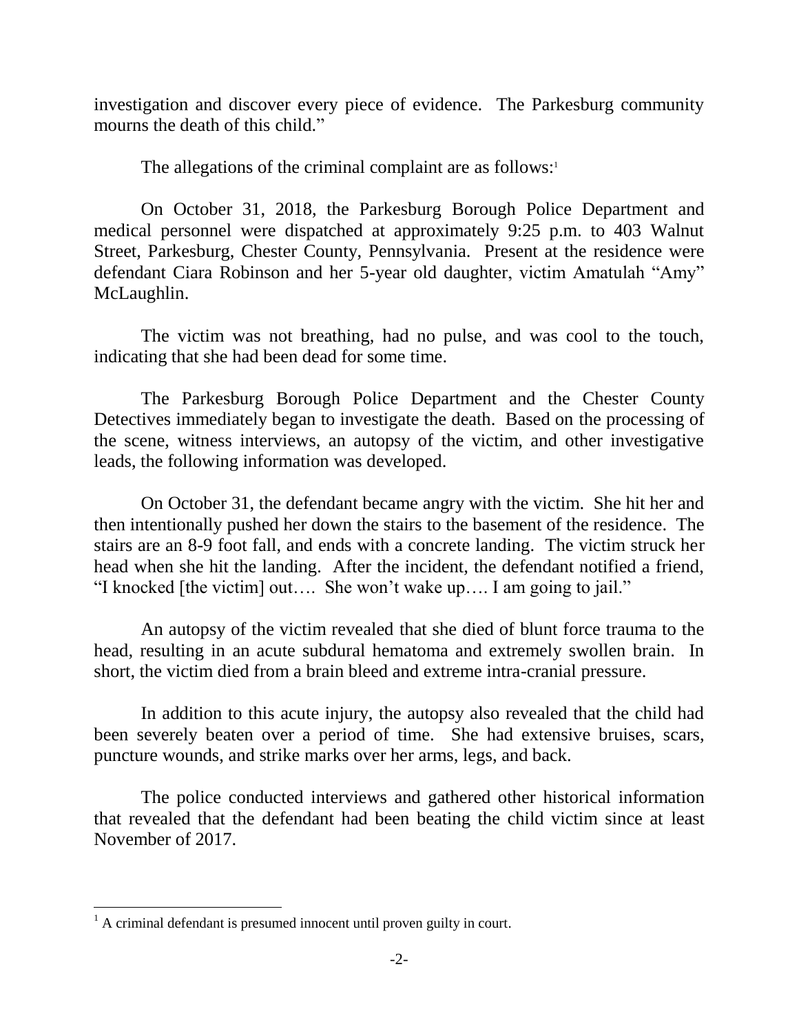investigation and discover every piece of evidence. The Parkesburg community mourns the death of this child."

The allegations of the criminal complaint are as follows:[1]

On October 31, 2018, the Parkesburg Borough Police Department and medical personnel were dispatched at approximately 9:25 p.m. to 403 Walnut Street, Parkesburg, Chester County, Pennsylvania. Present at the residence were defendant Ciara Robinson and her 5-year old daughter, victim Amatulah "Amy" McLaughlin.

The victim was not breathing, had no pulse, and was cool to the touch, indicating that she had been dead for some time.

The Parkesburg Borough Police Department and the Chester County Detectives immediately began to investigate the death. Based on the processing of the scene, witness interviews, an autopsy of the victim, and other investigative leads, the following information was developed.

On October 31, the defendant became angry with the victim. She hit her and then intentionally pushed her down the stairs to the basement of the residence. The stairs are an 8-9 foot fall, and ends with a concrete landing. The victim struck her head when she hit the landing. After the incident, the defendant notified a friend, "I knocked [the victim] out…. She won't wake up…. I am going to jail."

An autopsy of the victim revealed that she died of blunt force trauma to the head, resulting in an acute subdural hematoma and extremely swollen brain. In short, the victim died from a brain bleed and extreme intra-cranial pressure.

In addition to this acute injury, the autopsy also revealed that the child had been severely beaten over a period of time. She had extensive bruises, scars, puncture wounds, and strike marks over her arms, legs, and back.

The police conducted interviews and gathered other historical information that revealed that the defendant had been beating the child victim since at least November of 2017.

---

[1] A criminal defendant is presumed innocent until proven guilty in court.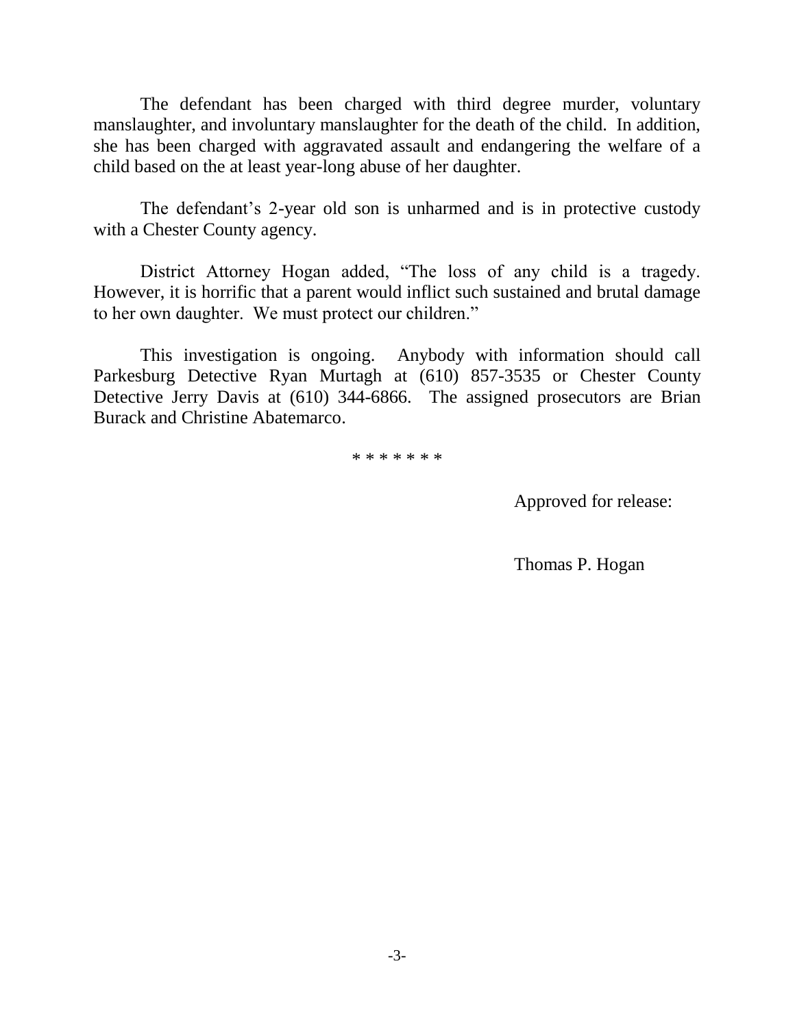The defendant has been charged with third degree murder, voluntary manslaughter, and involuntary manslaughter for the death of the child. In addition, she has been charged with aggravated assault and endangering the welfare of a child based on the at least year-long abuse of her daughter.

The defendant's 2-year old son is unharmed and is in protective custody with a Chester County agency.

District Attorney Hogan added, "The loss of any child is a tragedy. However, it is horrific that a parent would inflict such sustained and brutal damage to her own daughter. We must protect our children."

This investigation is ongoing. Anybody with information should call Parkesburg Detective Ryan Murtagh at (610) 857-3535 or Chester County Detective Jerry Davis at (610) 344-6866. The assigned prosecutors are Brian Burack and Christine Abatemarco.

\* \* \* \* \* \* \*

Approved for release:

Thomas P. Hogan